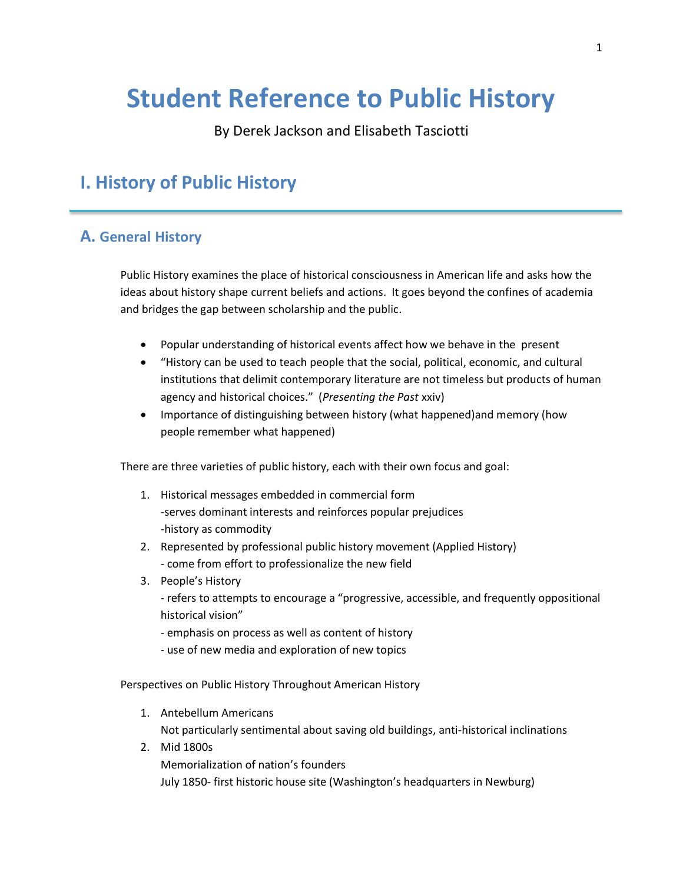# Student Reference to Public History

By Derek Jackson and Elisabeth Tasciotti

## I. History of Public History

### A. General History

Public History examines the place of historical consciousness in American life and asks how the ideas about history shape current beliefs and actions. It goes beyond the confines of academia and bridges the gap between scholarship and the public.

- Popular understanding of historical events affect how we behave in the present
- "History can be used to teach people that the social, political, economic, and cultural institutions that delimit contemporary literature are not timeless but products of human agency and historical choices." (*Presenting the Past* xxiv)
- Importance of distinguishing between history (what happened)and memory (how people remember what happened)

There are three varieties of public history, each with their own focus and goal:

1. Historical messages embedded in commercial form
   -serves dominant interests and reinforces popular prejudices
   -history as commodity
2. Represented by professional public history movement (Applied History)
   - come from effort to professionalize the new field
3. People's History
   - refers to attempts to encourage a "progressive, accessible, and frequently oppositional historical vision"
   - emphasis on process as well as content of history
   - use of new media and exploration of new topics

Perspectives on Public History Throughout American History

1. Antebellum Americans
   Not particularly sentimental about saving old buildings, anti-historical inclinations
2. Mid 1800s
   Memorialization of nation's founders
   July 1850- first historic house site (Washington's headquarters in Newburg)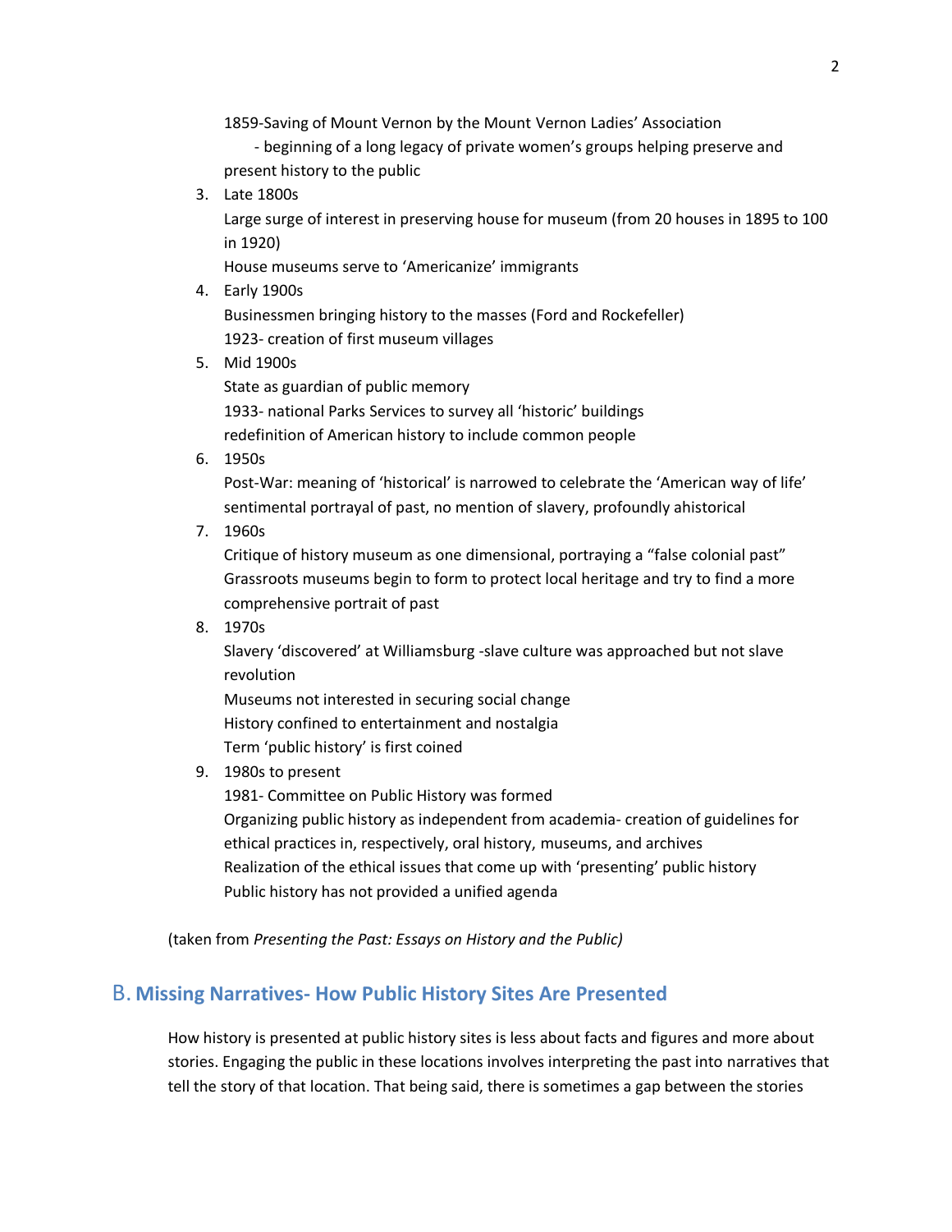1859-Saving of Mount Vernon by the Mount Vernon Ladies' Association

- beginning of a long legacy of private women's groups helping preserve and present history to the public

3. Late 1800s

   Large surge of interest in preserving house for museum (from 20 houses in 1895 to 100 in 1920)

   House museums serve to 'Americanize' immigrants

4. Early 1900s

   Businessmen bringing history to the masses (Ford and Rockefeller)

   1923- creation of first museum villages

5. Mid 1900s

   State as guardian of public memory

   1933- national Parks Services to survey all 'historic' buildings

   redefinition of American history to include common people

6. 1950s

   Post-War: meaning of 'historical' is narrowed to celebrate the 'American way of life' sentimental portrayal of past, no mention of slavery, profoundly ahistorical

7. 1960s

   Critique of history museum as one dimensional, portraying a "false colonial past"

   Grassroots museums begin to form to protect local heritage and try to find a more comprehensive portrait of past

8. 1970s

   Slavery 'discovered' at Williamsburg -slave culture was approached but not slave revolution

   Museums not interested in securing social change

   History confined to entertainment and nostalgia

   Term 'public history' is first coined

9. 1980s to present

   1981- Committee on Public History was formed

   Organizing public history as independent from academia- creation of guidelines for ethical practices in, respectively, oral history, museums, and archives

   Realization of the ethical issues that come up with 'presenting' public history

   Public history has not provided a unified agenda

(taken from *Presenting the Past: Essays on History and the Public)*

## B. Missing Narratives- How Public History Sites Are Presented

How history is presented at public history sites is less about facts and figures and more about stories. Engaging the public in these locations involves interpreting the past into narratives that tell the story of that location. That being said, there is sometimes a gap between the stories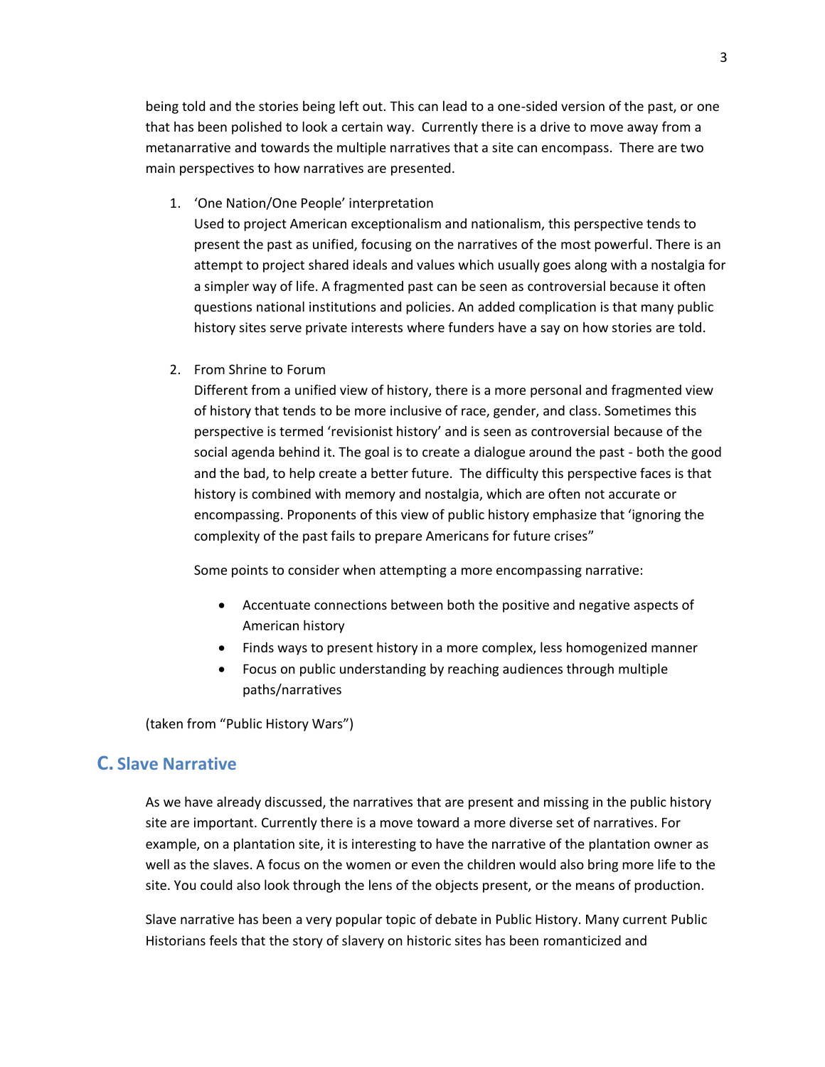being told and the stories being left out. This can lead to a one-sided version of the past, or one that has been polished to look a certain way. Currently there is a drive to move away from a metanarrative and towards the multiple narratives that a site can encompass. There are two main perspectives to how narratives are presented.

1. 'One Nation/One People' interpretation
   Used to project American exceptionalism and nationalism, this perspective tends to present the past as unified, focusing on the narratives of the most powerful. There is an attempt to project shared ideals and values which usually goes along with a nostalgia for a simpler way of life. A fragmented past can be seen as controversial because it often questions national institutions and policies. An added complication is that many public history sites serve private interests where funders have a say on how stories are told.

2. From Shrine to Forum
   Different from a unified view of history, there is a more personal and fragmented view of history that tends to be more inclusive of race, gender, and class. Sometimes this perspective is termed 'revisionist history' and is seen as controversial because of the social agenda behind it. The goal is to create a dialogue around the past - both the good and the bad, to help create a better future. The difficulty this perspective faces is that history is combined with memory and nostalgia, which are often not accurate or encompassing. Proponents of this view of public history emphasize that 'ignoring the complexity of the past fails to prepare Americans for future crises"

   Some points to consider when attempting a more encompassing narrative:

   - Accentuate connections between both the positive and negative aspects of American history
   - Finds ways to present history in a more complex, less homogenized manner
   - Focus on public understanding by reaching audiences through multiple paths/narratives

(taken from "Public History Wars")

## C. Slave Narrative

As we have already discussed, the narratives that are present and missing in the public history site are important. Currently there is a move toward a more diverse set of narratives. For example, on a plantation site, it is interesting to have the narrative of the plantation owner as well as the slaves. A focus on the women or even the children would also bring more life to the site. You could also look through the lens of the objects present, or the means of production.

Slave narrative has been a very popular topic of debate in Public History. Many current Public Historians feels that the story of slavery on historic sites has been romanticized and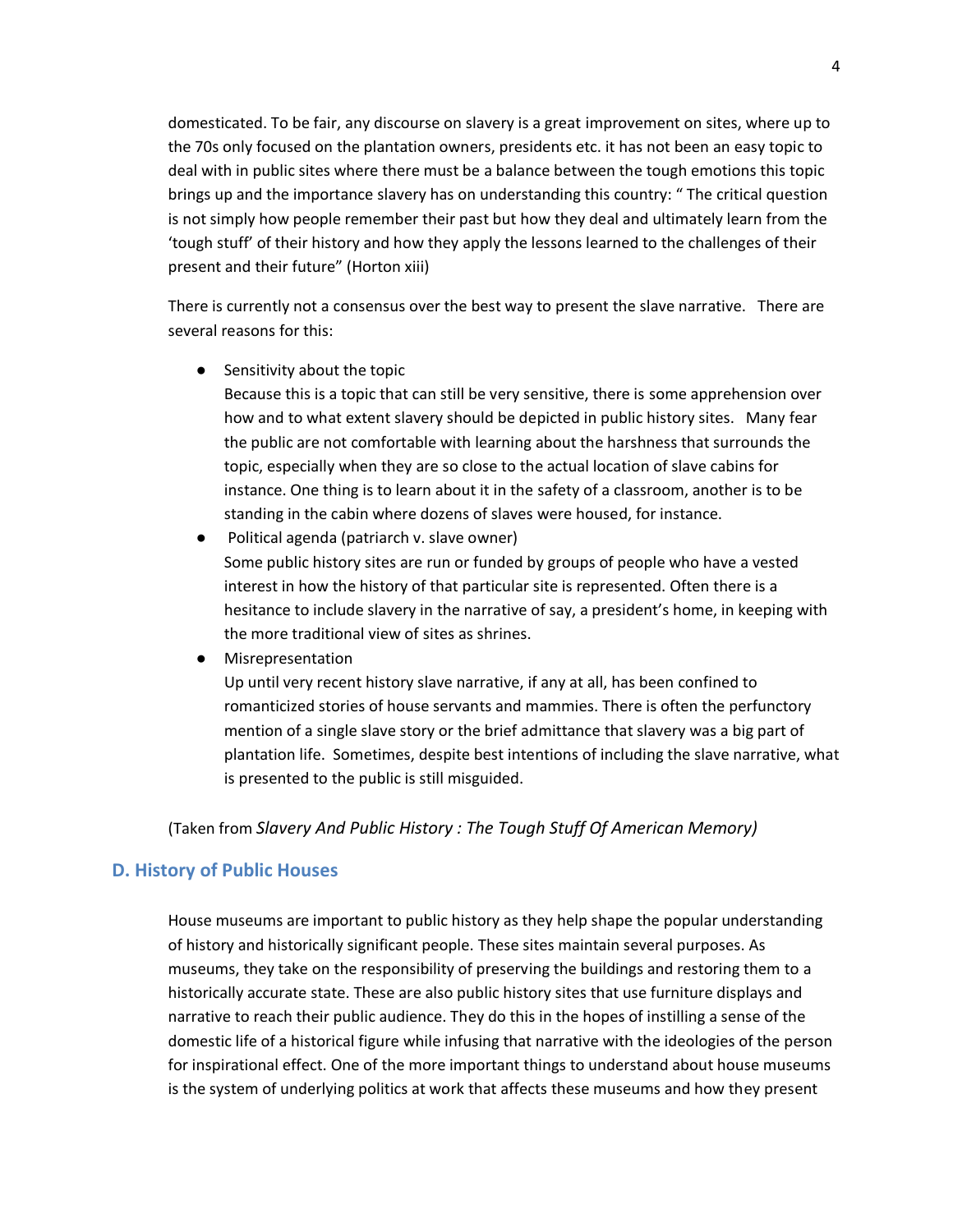domesticated. To be fair, any discourse on slavery is a great improvement on sites, where up to the 70s only focused on the plantation owners, presidents etc. it has not been an easy topic to deal with in public sites where there must be a balance between the tough emotions this topic brings up and the importance slavery has on understanding this country: " The critical question is not simply how people remember their past but how they deal and ultimately learn from the 'tough stuff' of their history and how they apply the lessons learned to the challenges of their present and their future" (Horton xiii)

There is currently not a consensus over the best way to present the slave narrative. There are several reasons for this:

- Sensitivity about the topic
  Because this is a topic that can still be very sensitive, there is some apprehension over how and to what extent slavery should be depicted in public history sites. Many fear the public are not comfortable with learning about the harshness that surrounds the topic, especially when they are so close to the actual location of slave cabins for instance. One thing is to learn about it in the safety of a classroom, another is to be standing in the cabin where dozens of slaves were housed, for instance.
- Political agenda (patriarch v. slave owner)
  Some public history sites are run or funded by groups of people who have a vested interest in how the history of that particular site is represented. Often there is a hesitance to include slavery in the narrative of say, a president's home, in keeping with the more traditional view of sites as shrines.
- Misrepresentation
  Up until very recent history slave narrative, if any at all, has been confined to romanticized stories of house servants and mammies. There is often the perfunctory mention of a single slave story or the brief admittance that slavery was a big part of plantation life. Sometimes, despite best intentions of including the slave narrative, what is presented to the public is still misguided.

(Taken from *Slavery And Public History : The Tough Stuff Of American Memory)*

## D. History of Public Houses

House museums are important to public history as they help shape the popular understanding of history and historically significant people. These sites maintain several purposes. As museums, they take on the responsibility of preserving the buildings and restoring them to a historically accurate state. These are also public history sites that use furniture displays and narrative to reach their public audience. They do this in the hopes of instilling a sense of the domestic life of a historical figure while infusing that narrative with the ideologies of the person for inspirational effect. One of the more important things to understand about house museums is the system of underlying politics at work that affects these museums and how they present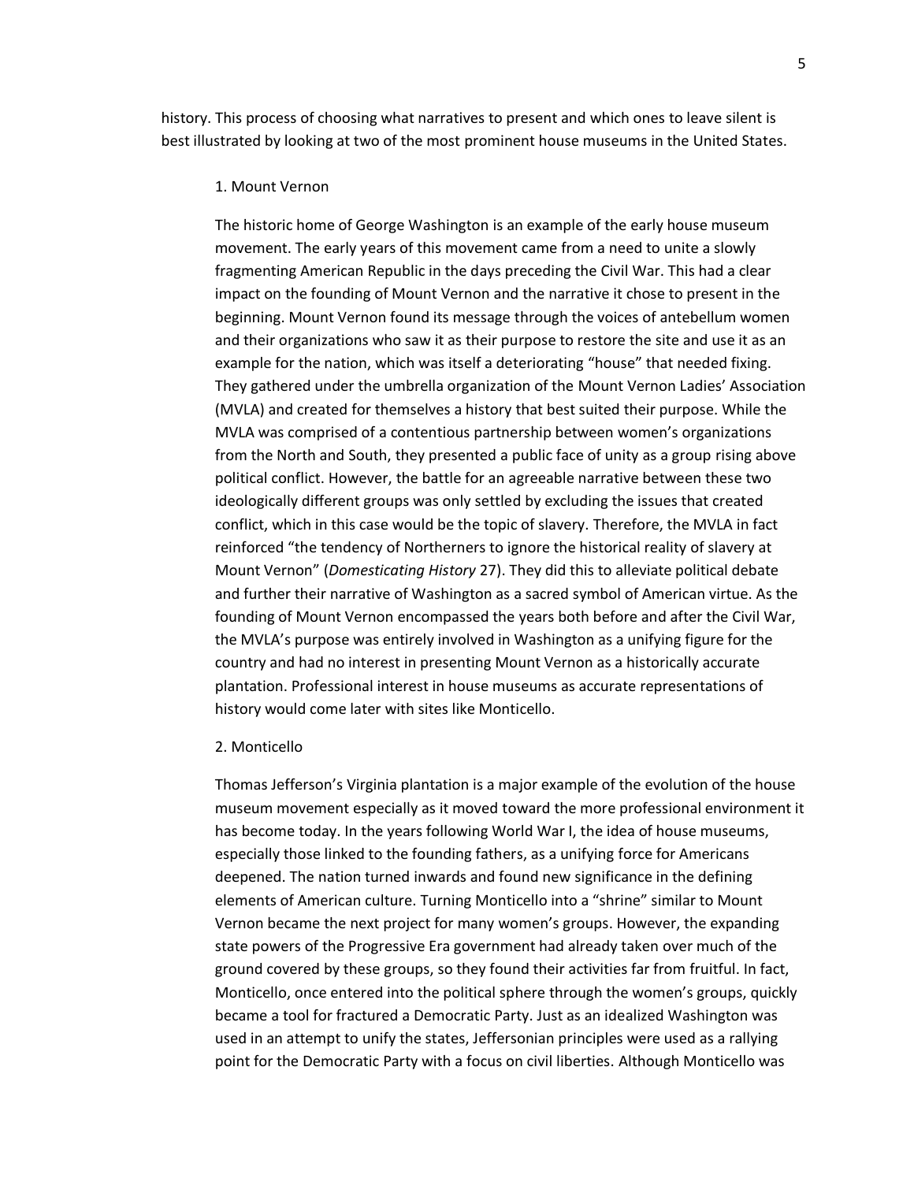history. This process of choosing what narratives to present and which ones to leave silent is best illustrated by looking at two of the most prominent house museums in the United States.

1. Mount Vernon

The historic home of George Washington is an example of the early house museum movement. The early years of this movement came from a need to unite a slowly fragmenting American Republic in the days preceding the Civil War. This had a clear impact on the founding of Mount Vernon and the narrative it chose to present in the beginning. Mount Vernon found its message through the voices of antebellum women and their organizations who saw it as their purpose to restore the site and use it as an example for the nation, which was itself a deteriorating "house" that needed fixing. They gathered under the umbrella organization of the Mount Vernon Ladies' Association (MVLA) and created for themselves a history that best suited their purpose. While the MVLA was comprised of a contentious partnership between women's organizations from the North and South, they presented a public face of unity as a group rising above political conflict. However, the battle for an agreeable narrative between these two ideologically different groups was only settled by excluding the issues that created conflict, which in this case would be the topic of slavery. Therefore, the MVLA in fact reinforced "the tendency of Northerners to ignore the historical reality of slavery at Mount Vernon" (*Domesticating History* 27). They did this to alleviate political debate and further their narrative of Washington as a sacred symbol of American virtue. As the founding of Mount Vernon encompassed the years both before and after the Civil War, the MVLA's purpose was entirely involved in Washington as a unifying figure for the country and had no interest in presenting Mount Vernon as a historically accurate plantation. Professional interest in house museums as accurate representations of history would come later with sites like Monticello.

2. Monticello

Thomas Jefferson's Virginia plantation is a major example of the evolution of the house museum movement especially as it moved toward the more professional environment it has become today. In the years following World War I, the idea of house museums, especially those linked to the founding fathers, as a unifying force for Americans deepened. The nation turned inwards and found new significance in the defining elements of American culture. Turning Monticello into a "shrine" similar to Mount Vernon became the next project for many women's groups. However, the expanding state powers of the Progressive Era government had already taken over much of the ground covered by these groups, so they found their activities far from fruitful. In fact, Monticello, once entered into the political sphere through the women's groups, quickly became a tool for fractured a Democratic Party. Just as an idealized Washington was used in an attempt to unify the states, Jeffersonian principles were used as a rallying point for the Democratic Party with a focus on civil liberties. Although Monticello was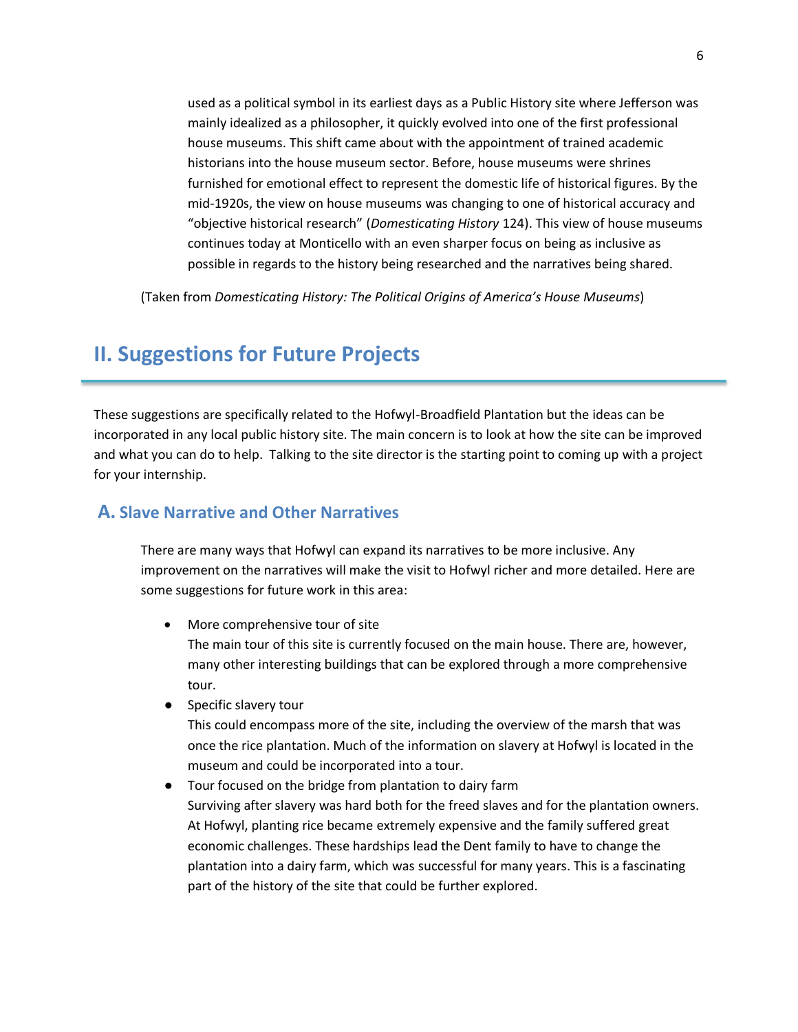used as a political symbol in its earliest days as a Public History site where Jefferson was mainly idealized as a philosopher, it quickly evolved into one of the first professional house museums. This shift came about with the appointment of trained academic historians into the house museum sector. Before, house museums were shrines furnished for emotional effect to represent the domestic life of historical figures. By the mid-1920s, the view on house museums was changing to one of historical accuracy and "objective historical research" (*Domesticating History* 124). This view of house museums continues today at Monticello with an even sharper focus on being as inclusive as possible in regards to the history being researched and the narratives being shared.

(Taken from *Domesticating History: The Political Origins of America's House Museums*)

## II. Suggestions for Future Projects

These suggestions are specifically related to the Hofwyl-Broadfield Plantation but the ideas can be incorporated in any local public history site. The main concern is to look at how the site can be improved and what you can do to help. Talking to the site director is the starting point to coming up with a project for your internship.

### A. Slave Narrative and Other Narratives

There are many ways that Hofwyl can expand its narratives to be more inclusive. Any improvement on the narratives will make the visit to Hofwyl richer and more detailed. Here are some suggestions for future work in this area:

- More comprehensive tour of site
  The main tour of this site is currently focused on the main house. There are, however, many other interesting buildings that can be explored through a more comprehensive tour.
- Specific slavery tour
  This could encompass more of the site, including the overview of the marsh that was once the rice plantation. Much of the information on slavery at Hofwyl is located in the museum and could be incorporated into a tour.
- Tour focused on the bridge from plantation to dairy farm
  Surviving after slavery was hard both for the freed slaves and for the plantation owners. At Hofwyl, planting rice became extremely expensive and the family suffered great economic challenges. These hardships lead the Dent family to have to change the plantation into a dairy farm, which was successful for many years. This is a fascinating part of the history of the site that could be further explored.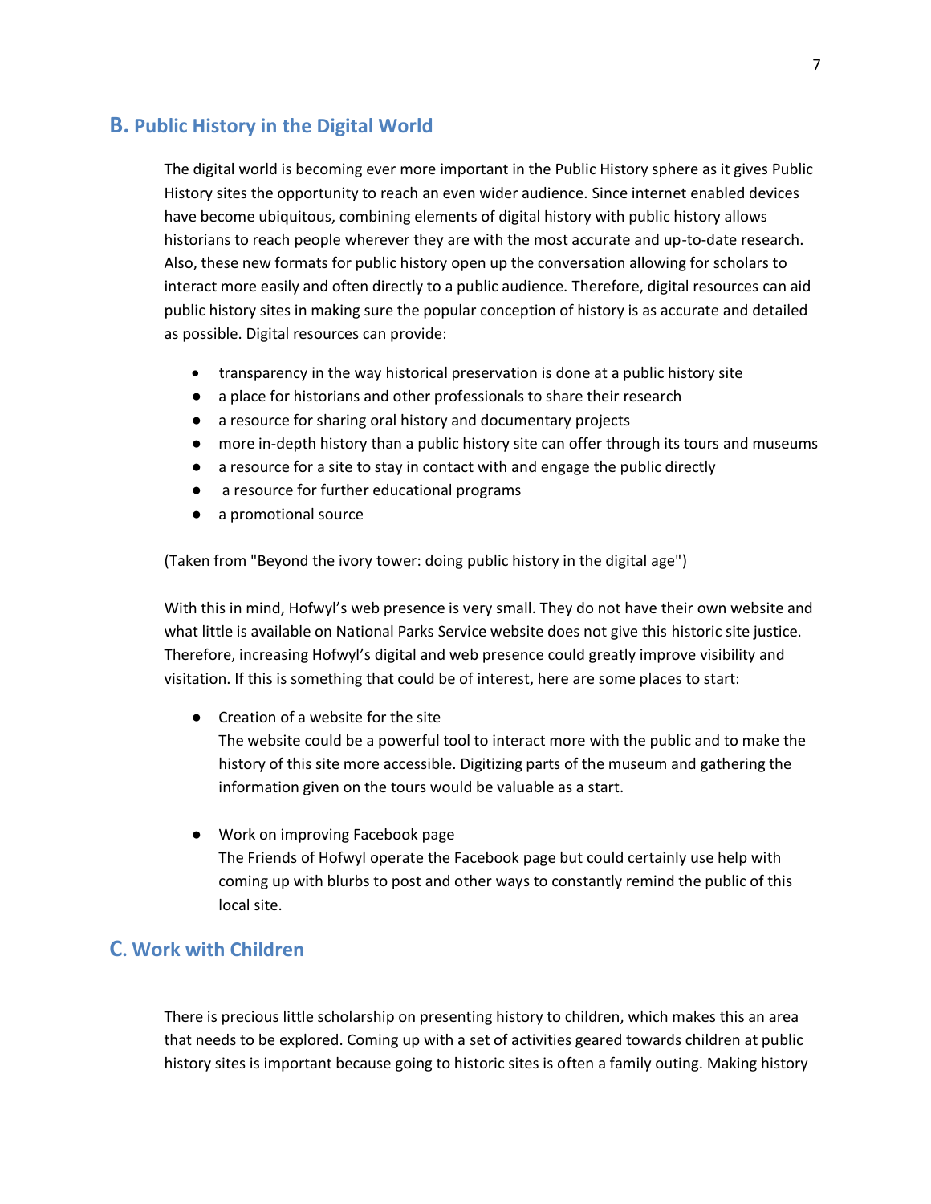## B. Public History in the Digital World

The digital world is becoming ever more important in the Public History sphere as it gives Public History sites the opportunity to reach an even wider audience. Since internet enabled devices have become ubiquitous, combining elements of digital history with public history allows historians to reach people wherever they are with the most accurate and up-to-date research. Also, these new formats for public history open up the conversation allowing for scholars to interact more easily and often directly to a public audience. Therefore, digital resources can aid public history sites in making sure the popular conception of history is as accurate and detailed as possible. Digital resources can provide:

- transparency in the way historical preservation is done at a public history site
- a place for historians and other professionals to share their research
- a resource for sharing oral history and documentary projects
- more in-depth history than a public history site can offer through its tours and museums
- a resource for a site to stay in contact with and engage the public directly
- a resource for further educational programs
- a promotional source

(Taken from "Beyond the ivory tower: doing public history in the digital age")

With this in mind, Hofwyl's web presence is very small. They do not have their own website and what little is available on National Parks Service website does not give this historic site justice. Therefore, increasing Hofwyl's digital and web presence could greatly improve visibility and visitation. If this is something that could be of interest, here are some places to start:

- Creation of a website for the site
  The website could be a powerful tool to interact more with the public and to make the history of this site more accessible. Digitizing parts of the museum and gathering the information given on the tours would be valuable as a start.

- Work on improving Facebook page
  The Friends of Hofwyl operate the Facebook page but could certainly use help with coming up with blurbs to post and other ways to constantly remind the public of this local site.

## C. Work with Children

There is precious little scholarship on presenting history to children, which makes this an area that needs to be explored. Coming up with a set of activities geared towards children at public history sites is important because going to historic sites is often a family outing. Making history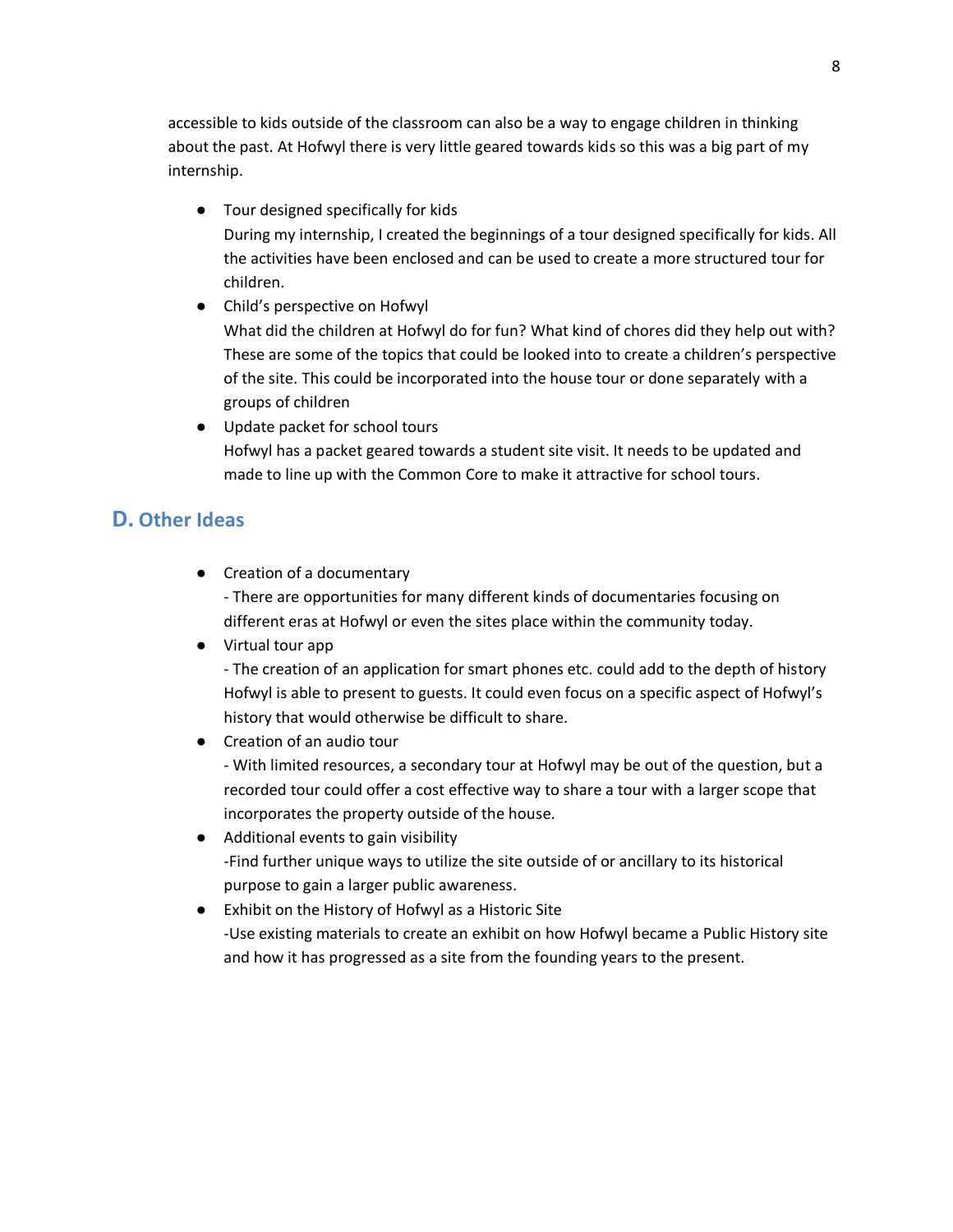accessible to kids outside of the classroom can also be a way to engage children in thinking about the past. At Hofwyl there is very little geared towards kids so this was a big part of my internship.

- Tour designed specifically for kids
  During my internship, I created the beginnings of a tour designed specifically for kids. All the activities have been enclosed and can be used to create a more structured tour for children.
- Child's perspective on Hofwyl
  What did the children at Hofwyl do for fun? What kind of chores did they help out with? These are some of the topics that could be looked into to create a children's perspective of the site. This could be incorporated into the house tour or done separately with a groups of children
- Update packet for school tours
  Hofwyl has a packet geared towards a student site visit. It needs to be updated and made to line up with the Common Core to make it attractive for school tours.

## D. Other Ideas

- Creation of a documentary
  - There are opportunities for many different kinds of documentaries focusing on different eras at Hofwyl or even the sites place within the community today.
- Virtual tour app
  - The creation of an application for smart phones etc. could add to the depth of history Hofwyl is able to present to guests. It could even focus on a specific aspect of Hofwyl's history that would otherwise be difficult to share.
- Creation of an audio tour
  - With limited resources, a secondary tour at Hofwyl may be out of the question, but a recorded tour could offer a cost effective way to share a tour with a larger scope that incorporates the property outside of the house.
- Additional events to gain visibility
  -Find further unique ways to utilize the site outside of or ancillary to its historical purpose to gain a larger public awareness.
- Exhibit on the History of Hofwyl as a Historic Site
  -Use existing materials to create an exhibit on how Hofwyl became a Public History site and how it has progressed as a site from the founding years to the present.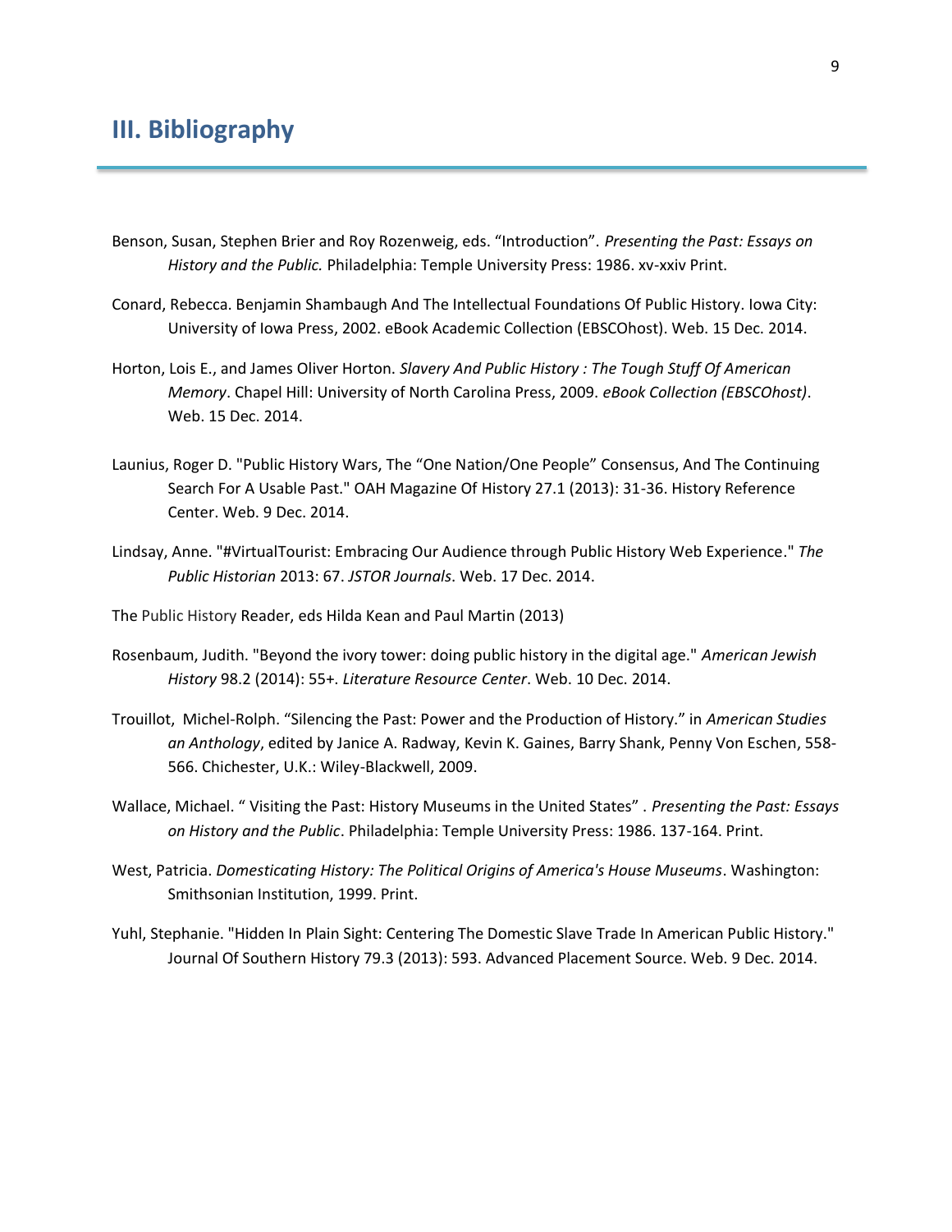# III. Bibliography

Benson, Susan, Stephen Brier and Roy Rozenweig, eds. "Introduction". *Presenting the Past: Essays on History and the Public.* Philadelphia: Temple University Press: 1986. xv-xxiv Print.

Conard, Rebecca. Benjamin Shambaugh And The Intellectual Foundations Of Public History. Iowa City: University of Iowa Press, 2002. eBook Academic Collection (EBSCOhost). Web. 15 Dec. 2014.

Horton, Lois E., and James Oliver Horton. *Slavery And Public History : The Tough Stuff Of American Memory*. Chapel Hill: University of North Carolina Press, 2009. *eBook Collection (EBSCOhost)*. Web. 15 Dec. 2014.

Launius, Roger D. "Public History Wars, The "One Nation/One People" Consensus, And The Continuing Search For A Usable Past." OAH Magazine Of History 27.1 (2013): 31-36. History Reference Center. Web. 9 Dec. 2014.

Lindsay, Anne. "#VirtualTourist: Embracing Our Audience through Public History Web Experience." *The Public Historian* 2013: 67. *JSTOR Journals*. Web. 17 Dec. 2014.

The Public History Reader, eds Hilda Kean and Paul Martin (2013)

Rosenbaum, Judith. "Beyond the ivory tower: doing public history in the digital age." *American Jewish History* 98.2 (2014): 55+. *Literature Resource Center*. Web. 10 Dec. 2014.

Trouillot, Michel-Rolph. "Silencing the Past: Power and the Production of History." in *American Studies an Anthology*, edited by Janice A. Radway, Kevin K. Gaines, Barry Shank, Penny Von Eschen, 558-566. Chichester, U.K.: Wiley-Blackwell, 2009.

Wallace, Michael. " Visiting the Past: History Museums in the United States" . *Presenting the Past: Essays on History and the Public*. Philadelphia: Temple University Press: 1986. 137-164. Print.

West, Patricia. *Domesticating History: The Political Origins of America's House Museums*. Washington: Smithsonian Institution, 1999. Print.

Yuhl, Stephanie. "Hidden In Plain Sight: Centering The Domestic Slave Trade In American Public History." Journal Of Southern History 79.3 (2013): 593. Advanced Placement Source. Web. 9 Dec. 2014.